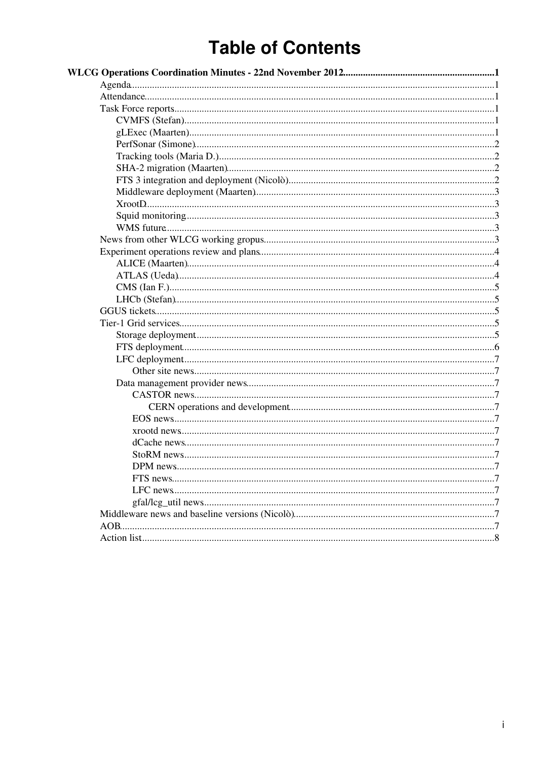# Table of Contents

**WLCG Operations Coordination Minutes - 22nd November 2012** ....1

- Agenda....1
- Attendance....1
- Task Force reports....1
  - CVMFS (Stefan)....1
  - gLExec (Maarten)....1
  - PerfSonar (Simone)....2
  - Tracking tools (Maria D.)....2
  - SHA-2 migration (Maarten)....2
  - FTS 3 integration and deployment (Nicolò)....2
  - Middleware deployment (Maarten)....3
  - XrootD....3
  - Squid monitoring....3
  - WMS future....3
- News from other WLCG working gropus....3
- Experiment operations review and plans....4
  - ALICE (Maarten)....4
  - ATLAS (Ueda)....4
  - CMS (Ian F.)....5
  - LHCb (Stefan)....5
- GGUS tickets....5
- Tier-1 Grid services....5
  - Storage deployment....5
  - FTS deployment....6
  - LFC deployment....7
    - Other site news....7
  - Data management provider news....7
    - CASTOR news....7
      - CERN operations and development....7
    - EOS news....7
    - xrootd news....7
    - dCache news....7
    - StoRM news....7
    - DPM news....7
    - FTS news....7
    - LFC news....7
    - gfal/lcg_util news....7
- Middleware news and baseline versions (Nicolò)....7
- AOB....7
- Action list....8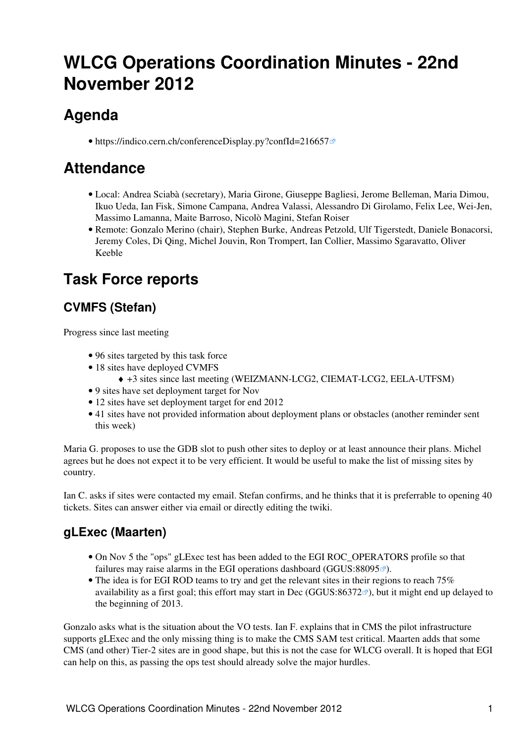# WLCG Operations Coordination Minutes - 22nd November 2012

## Agenda

- https://indico.cern.ch/conferenceDisplay.py?confId=216657

## Attendance

- Local: Andrea Sciabà (secretary), Maria Girone, Giuseppe Bagliesi, Jerome Belleman, Maria Dimou, Ikuo Ueda, Ian Fisk, Simone Campana, Andrea Valassi, Alessandro Di Girolamo, Felix Lee, Wei-Jen, Massimo Lamanna, Maite Barroso, Nicolò Magini, Stefan Roiser
- Remote: Gonzalo Merino (chair), Stephen Burke, Andreas Petzold, Ulf Tigerstedt, Daniele Bonacorsi, Jeremy Coles, Di Qing, Michel Jouvin, Ron Trompert, Ian Collier, Massimo Sgaravatto, Oliver Keeble

## Task Force reports

### CVMFS (Stefan)

Progress since last meeting

- 96 sites targeted by this task force
- 18 sites have deployed CVMFS
  - +3 sites since last meeting (WEIZMANN-LCG2, CIEMAT-LCG2, EELA-UTFSM)
- 9 sites have set deployment target for Nov
- 12 sites have set deployment target for end 2012
- 41 sites have not provided information about deployment plans or obstacles (another reminder sent this week)

Maria G. proposes to use the GDB slot to push other sites to deploy or at least announce their plans. Michel agrees but he does not expect it to be very efficient. It would be useful to make the list of missing sites by country.

Ian C. asks if sites were contacted my email. Stefan confirms, and he thinks that it is preferrable to opening 40 tickets. Sites can answer either via email or directly editing the twiki.

### gLExec (Maarten)

- On Nov 5 the "ops" gLExec test has been added to the EGI ROC_OPERATORS profile so that failures may raise alarms in the EGI operations dashboard (GGUS:88095).
- The idea is for EGI ROD teams to try and get the relevant sites in their regions to reach 75% availability as a first goal; this effort may start in Dec (GGUS:86372), but it might end up delayed to the beginning of 2013.

Gonzalo asks what is the situation about the VO tests. Ian F. explains that in CMS the pilot infrastructure supports gLExec and the only missing thing is to make the CMS SAM test critical. Maarten adds that some CMS (and other) Tier-2 sites are in good shape, but this is not the case for WLCG overall. It is hoped that EGI can help on this, as passing the ops test should already solve the major hurdles.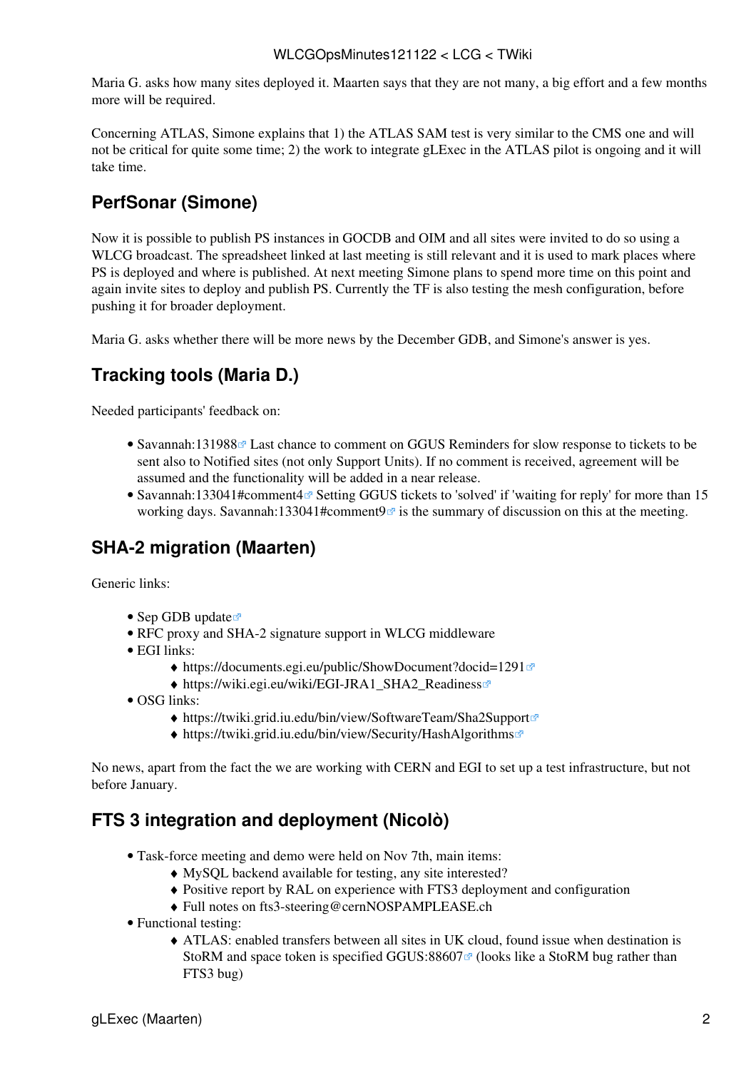Maria G. asks how many sites deployed it. Maarten says that they are not many, a big effort and a few months more will be required.

Concerning ATLAS, Simone explains that 1) the ATLAS SAM test is very similar to the CMS one and will not be critical for quite some time; 2) the work to integrate gLExec in the ATLAS pilot is ongoing and it will take time.

## PerfSonar (Simone)

Now it is possible to publish PS instances in GOCDB and OIM and all sites were invited to do so using a WLCG broadcast. The spreadsheet linked at last meeting is still relevant and it is used to mark places where PS is deployed and where is published. At next meeting Simone plans to spend more time on this point and again invite sites to deploy and publish PS. Currently the TF is also testing the mesh configuration, before pushing it for broader deployment.

Maria G. asks whether there will be more news by the December GDB, and Simone's answer is yes.

## Tracking tools (Maria D.)

Needed participants' feedback on:

- Savannah:131988 Last chance to comment on GGUS Reminders for slow response to tickets to be sent also to Notified sites (not only Support Units). If no comment is received, agreement will be assumed and the functionality will be added in a near release.
- Savannah:133041#comment4 Setting GGUS tickets to 'solved' if 'waiting for reply' for more than 15 working days. Savannah:133041#comment9 is the summary of discussion on this at the meeting.

## SHA-2 migration (Maarten)

Generic links:

- Sep GDB update
- RFC proxy and SHA-2 signature support in WLCG middleware
- EGI links:
    - https://documents.egi.eu/public/ShowDocument?docid=1291
    - https://wiki.egi.eu/wiki/EGI-JRA1_SHA2_Readiness
- OSG links:
    - https://twiki.grid.iu.edu/bin/view/SoftwareTeam/Sha2Support
    - https://twiki.grid.iu.edu/bin/view/Security/HashAlgorithms

No news, apart from the fact the we are working with CERN and EGI to set up a test infrastructure, but not before January.

## FTS 3 integration and deployment (Nicolò)

- Task-force meeting and demo were held on Nov 7th, main items:
    - MySQL backend available for testing, any site interested?
    - Positive report by RAL on experience with FTS3 deployment and configuration
    - Full notes on fts3-steering@cernNOSPAMPLEASE.ch
- Functional testing:
    - ATLAS: enabled transfers between all sites in UK cloud, found issue when destination is StoRM and space token is specified GGUS:88607 (looks like a StoRM bug rather than FTS3 bug)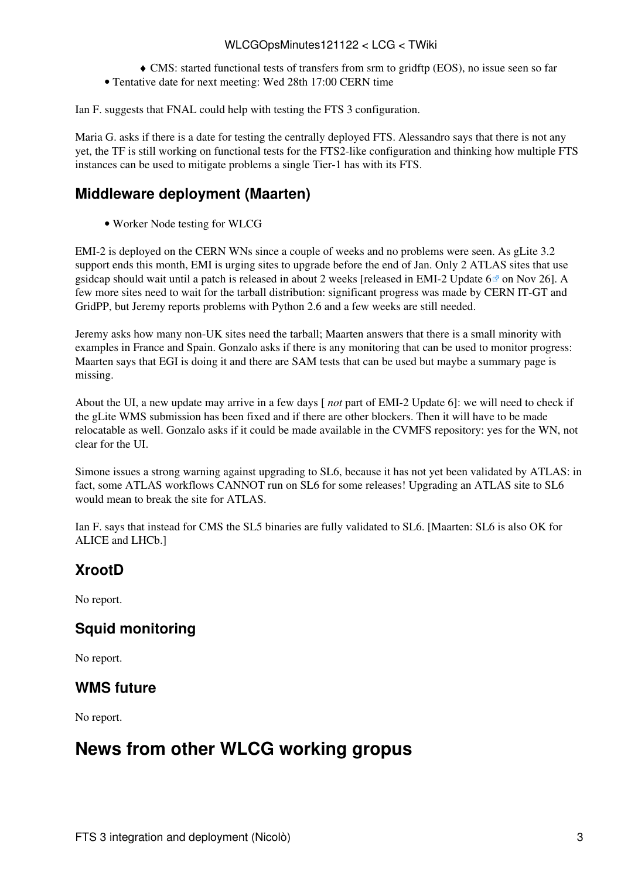- CMS: started functional tests of transfers from srm to gridftp (EOS), no issue seen so far
- Tentative date for next meeting: Wed 28th 17:00 CERN time

Ian F. suggests that FNAL could help with testing the FTS 3 configuration.

Maria G. asks if there is a date for testing the centrally deployed FTS. Alessandro says that there is not any yet, the TF is still working on functional tests for the FTS2-like configuration and thinking how multiple FTS instances can be used to mitigate problems a single Tier-1 has with its FTS.

### Middleware deployment (Maarten)

- Worker Node testing for WLCG

EMI-2 is deployed on the CERN WNs since a couple of weeks and no problems were seen. As gLite 3.2 support ends this month, EMI is urging sites to upgrade before the end of Jan. Only 2 ATLAS sites that use gsidcap should wait until a patch is released in about 2 weeks [released in EMI-2 Update 6 on Nov 26]. A few more sites need to wait for the tarball distribution: significant progress was made by CERN IT-GT and GridPP, but Jeremy reports problems with Python 2.6 and a few weeks are still needed.

Jeremy asks how many non-UK sites need the tarball; Maarten answers that there is a small minority with examples in France and Spain. Gonzalo asks if there is any monitoring that can be used to monitor progress: Maarten says that EGI is doing it and there are SAM tests that can be used but maybe a summary page is missing.

About the UI, a new update may arrive in a few days [ *not* part of EMI-2 Update 6]: we will need to check if the gLite WMS submission has been fixed and if there are other blockers. Then it will have to be made relocatable as well. Gonzalo asks if it could be made available in the CVMFS repository: yes for the WN, not clear for the UI.

Simone issues a strong warning against upgrading to SL6, because it has not yet been validated by ATLAS: in fact, some ATLAS workflows CANNOT run on SL6 for some releases! Upgrading an ATLAS site to SL6 would mean to break the site for ATLAS.

Ian F. says that instead for CMS the SL5 binaries are fully validated to SL6. [Maarten: SL6 is also OK for ALICE and LHCb.]

### XrootD

No report.

### Squid monitoring

No report.

### WMS future

No report.

## News from other WLCG working gropus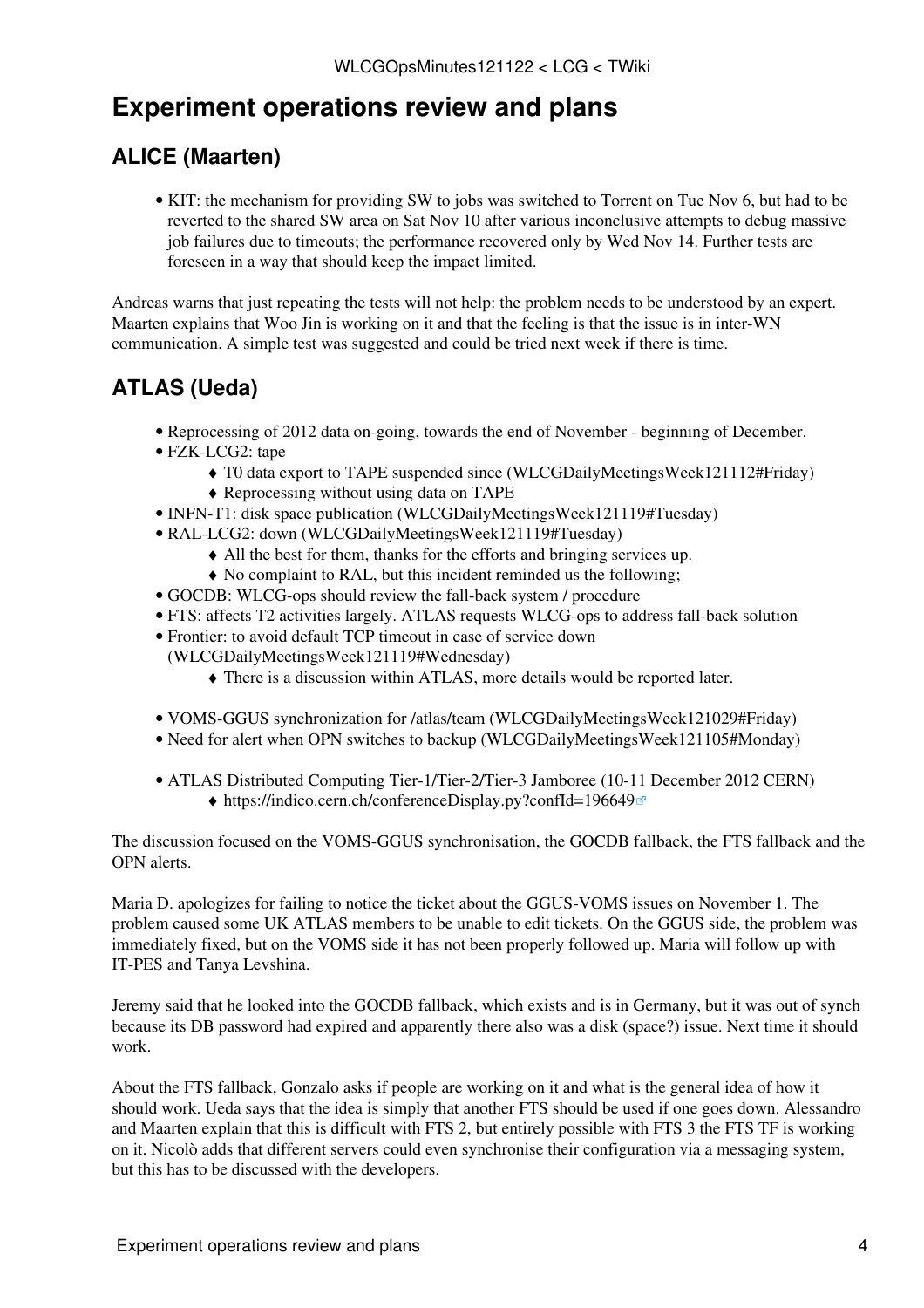# Experiment operations review and plans

## ALICE (Maarten)

- KIT: the mechanism for providing SW to jobs was switched to Torrent on Tue Nov 6, but had to be reverted to the shared SW area on Sat Nov 10 after various inconclusive attempts to debug massive job failures due to timeouts; the performance recovered only by Wed Nov 14. Further tests are foreseen in a way that should keep the impact limited.

Andreas warns that just repeating the tests will not help: the problem needs to be understood by an expert. Maarten explains that Woo Jin is working on it and that the feeling is that the issue is in inter-WN communication. A simple test was suggested and could be tried next week if there is time.

## ATLAS (Ueda)

- Reprocessing of 2012 data on-going, towards the end of November - beginning of December.
- FZK-LCG2: tape
    - T0 data export to TAPE suspended since (WLCGDailyMeetingsWeek121112#Friday)
    - Reprocessing without using data on TAPE
- INFN-T1: disk space publication (WLCGDailyMeetingsWeek121119#Tuesday)
- RAL-LCG2: down (WLCGDailyMeetingsWeek121119#Tuesday)
    - All the best for them, thanks for the efforts and bringing services up.
    - No complaint to RAL, but this incident reminded us the following;
- GOCDB: WLCG-ops should review the fall-back system / procedure
- FTS: affects T2 activities largely. ATLAS requests WLCG-ops to address fall-back solution
- Frontier: to avoid default TCP timeout in case of service down (WLCGDailyMeetingsWeek121119#Wednesday)
    - There is a discussion within ATLAS, more details would be reported later.

- VOMS-GGUS synchronization for /atlas/team (WLCGDailyMeetingsWeek121029#Friday)
- Need for alert when OPN switches to backup (WLCGDailyMeetingsWeek121105#Monday)

- ATLAS Distributed Computing Tier-1/Tier-2/Tier-3 Jamboree (10-11 December 2012 CERN)
    - https://indico.cern.ch/conferenceDisplay.py?confId=196649

The discussion focused on the VOMS-GGUS synchronisation, the GOCDB fallback, the FTS fallback and the OPN alerts.

Maria D. apologizes for failing to notice the ticket about the GGUS-VOMS issues on November 1. The problem caused some UK ATLAS members to be unable to edit tickets. On the GGUS side, the problem was immediately fixed, but on the VOMS side it has not been properly followed up. Maria will follow up with IT-PES and Tanya Levshina.

Jeremy said that he looked into the GOCDB fallback, which exists and is in Germany, but it was out of synch because its DB password had expired and apparently there also was a disk (space?) issue. Next time it should work.

About the FTS fallback, Gonzalo asks if people are working on it and what is the general idea of how it should work. Ueda says that the idea is simply that another FTS should be used if one goes down. Alessandro and Maarten explain that this is difficult with FTS 2, but entirely possible with FTS 3 the FTS TF is working on it. Nicolò adds that different servers could even synchronise their configuration via a messaging system, but this has to be discussed with the developers.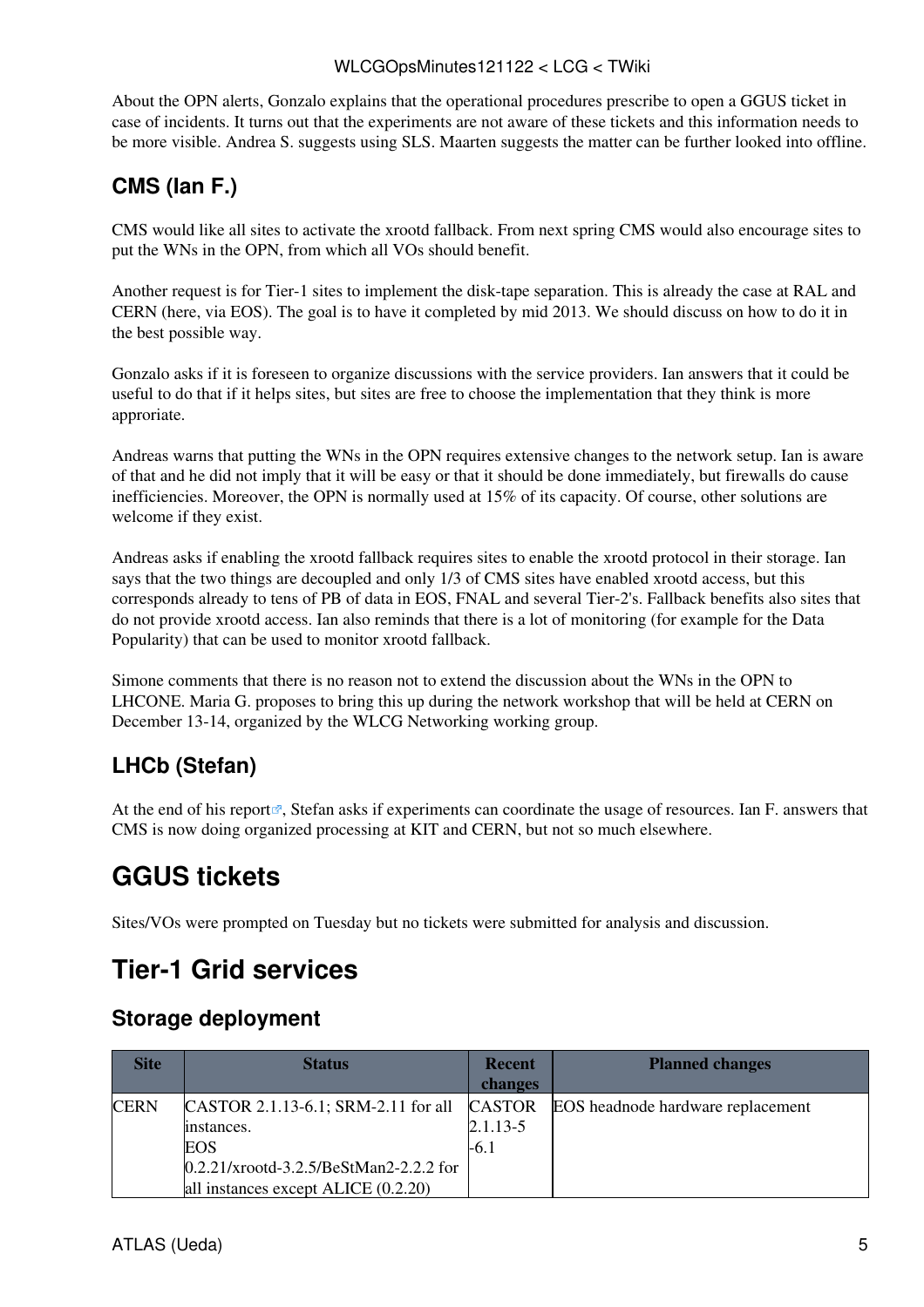About the OPN alerts, Gonzalo explains that the operational procedures prescribe to open a GGUS ticket in case of incidents. It turns out that the experiments are not aware of these tickets and this information needs to be more visible. Andrea S. suggests using SLS. Maarten suggests the matter can be further looked into offline.

### CMS (Ian F.)

CMS would like all sites to activate the xrootd fallback. From next spring CMS would also encourage sites to put the WNs in the OPN, from which all VOs should benefit.

Another request is for Tier-1 sites to implement the disk-tape separation. This is already the case at RAL and CERN (here, via EOS). The goal is to have it completed by mid 2013. We should discuss on how to do it in the best possible way.

Gonzalo asks if it is foreseen to organize discussions with the service providers. Ian answers that it could be useful to do that if it helps sites, but sites are free to choose the implementation that they think is more approriate.

Andreas warns that putting the WNs in the OPN requires extensive changes to the network setup. Ian is aware of that and he did not imply that it will be easy or that it should be done immediately, but firewalls do cause inefficiencies. Moreover, the OPN is normally used at 15% of its capacity. Of course, other solutions are welcome if they exist.

Andreas asks if enabling the xrootd fallback requires sites to enable the xrootd protocol in their storage. Ian says that the two things are decoupled and only 1/3 of CMS sites have enabled xrootd access, but this corresponds already to tens of PB of data in EOS, FNAL and several Tier-2's. Fallback benefits also sites that do not provide xrootd access. Ian also reminds that there is a lot of monitoring (for example for the Data Popularity) that can be used to monitor xrootd fallback.

Simone comments that there is no reason not to extend the discussion about the WNs in the OPN to LHCONE. Maria G. proposes to bring this up during the network workshop that will be held at CERN on December 13-14, organized by the WLCG Networking working group.

### LHCb (Stefan)

At the end of his report, Stefan asks if experiments can coordinate the usage of resources. Ian F. answers that CMS is now doing organized processing at KIT and CERN, but not so much elsewhere.

# GGUS tickets

Sites/VOs were prompted on Tuesday but no tickets were submitted for analysis and discussion.

# Tier-1 Grid services

## Storage deployment

| Site | Status | Recent changes | Planned changes |
|---|---|---|---|
| CERN | CASTOR 2.1.13-6.1; SRM-2.11 for all instances.<br>EOS 0.2.21/xrootd-3.2.5/BeStMan2-2.2.2 for all instances except ALICE (0.2.20) | CASTOR 2.1.13-5-6.1 | EOS headnode hardware replacement |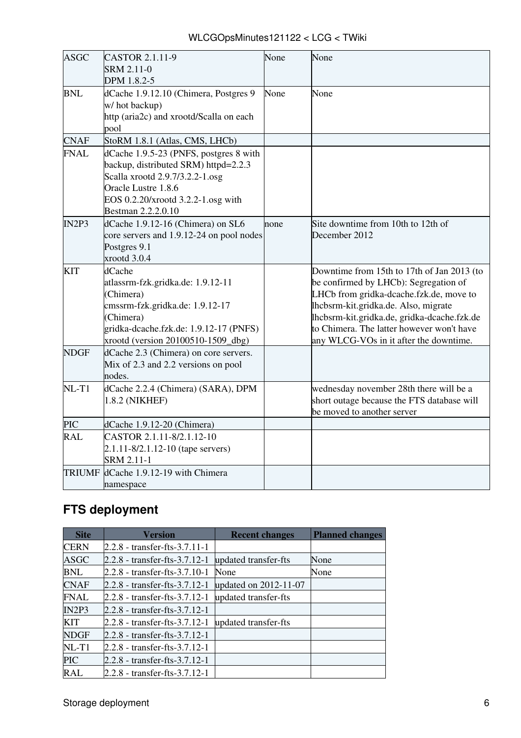| | | | |
|---|---|---|---|
| ASGC | CASTOR 2.1.11-9<br>SRM 2.11-0<br>DPM 1.8.2-5 | None | None |
| BNL | dCache 1.9.12.10 (Chimera, Postgres 9 w/ hot backup)<br>http (aria2c) and xrootd/Scalla on each pool | None | None |
| CNAF | StoRM 1.8.1 (Atlas, CMS, LHCb) | | |
| FNAL | dCache 1.9.5-23 (PNFS, postgres 8 with backup, distributed SRM) httpd=2.2.3<br>Scalla xrootd 2.9.7/3.2.2-1.osg<br>Oracle Lustre 1.8.6<br>EOS 0.2.20/xrootd 3.2.2-1.osg with Bestman 2.2.2.0.10 | | |
| IN2P3 | dCache 1.9.12-16 (Chimera) on SL6 core servers and 1.9.12-24 on pool nodes<br>Postgres 9.1<br>xrootd 3.0.4 | none | Site downtime from 10th to 12th of December 2012 |
| KIT | dCache<br>atlassrm-fzk.gridka.de: 1.9.12-11 (Chimera)<br>cmssrm-fzk.gridka.de: 1.9.12-17 (Chimera)<br>gridka-dcache.fzk.de: 1.9.12-17 (PNFS)<br>xrootd (version 20100510-1509_dbg) | | Downtime from 15th to 17th of Jan 2013 (to be confirmed by LHCb): Segregation of LHCb from gridka-dcache.fzk.de, move to lhcbsrm-kit.gridka.de. Also, migrate lhcbsrm-kit.gridka.de, gridka-dcache.fzk.de to Chimera. The latter however won't have any WLCG-VOs in it after the downtime. |
| NDGF | dCache 2.3 (Chimera) on core servers. Mix of 2.3 and 2.2 versions on pool nodes. | | |
| NL-T1 | dCache 2.2.4 (Chimera) (SARA), DPM 1.8.2 (NIKHEF) | | wednesday november 28th there will be a short outage because the FTS database will be moved to another server |
| PIC | dCache 1.9.12-20 (Chimera) | | |
| RAL | CASTOR 2.1.11-8/2.1.12-10<br>2.1.11-8/2.1.12-10 (tape servers)<br>SRM 2.11-1 | | |
| TRIUMF | dCache 1.9.12-19 with Chimera namespace | | |

## FTS deployment

| Site | Version | Recent changes | Planned changes |
|---|---|---|---|
| CERN | 2.2.8 - transfer-fts-3.7.11-1 | | |
| ASGC | 2.2.8 - transfer-fts-3.7.12-1 | updated transfer-fts | None |
| BNL | 2.2.8 - transfer-fts-3.7.10-1 | None | None |
| CNAF | 2.2.8 - transfer-fts-3.7.12-1 | updated on 2012-11-07 | |
| FNAL | 2.2.8 - transfer-fts-3.7.12-1 | updated transfer-fts | |
| IN2P3 | 2.2.8 - transfer-fts-3.7.12-1 | | |
| KIT | 2.2.8 - transfer-fts-3.7.12-1 | updated transfer-fts | |
| NDGF | 2.2.8 - transfer-fts-3.7.12-1 | | |
| NL-T1 | 2.2.8 - transfer-fts-3.7.12-1 | | |
| PIC | 2.2.8 - transfer-fts-3.7.12-1 | | |
| RAL | 2.2.8 - transfer-fts-3.7.12-1 | | |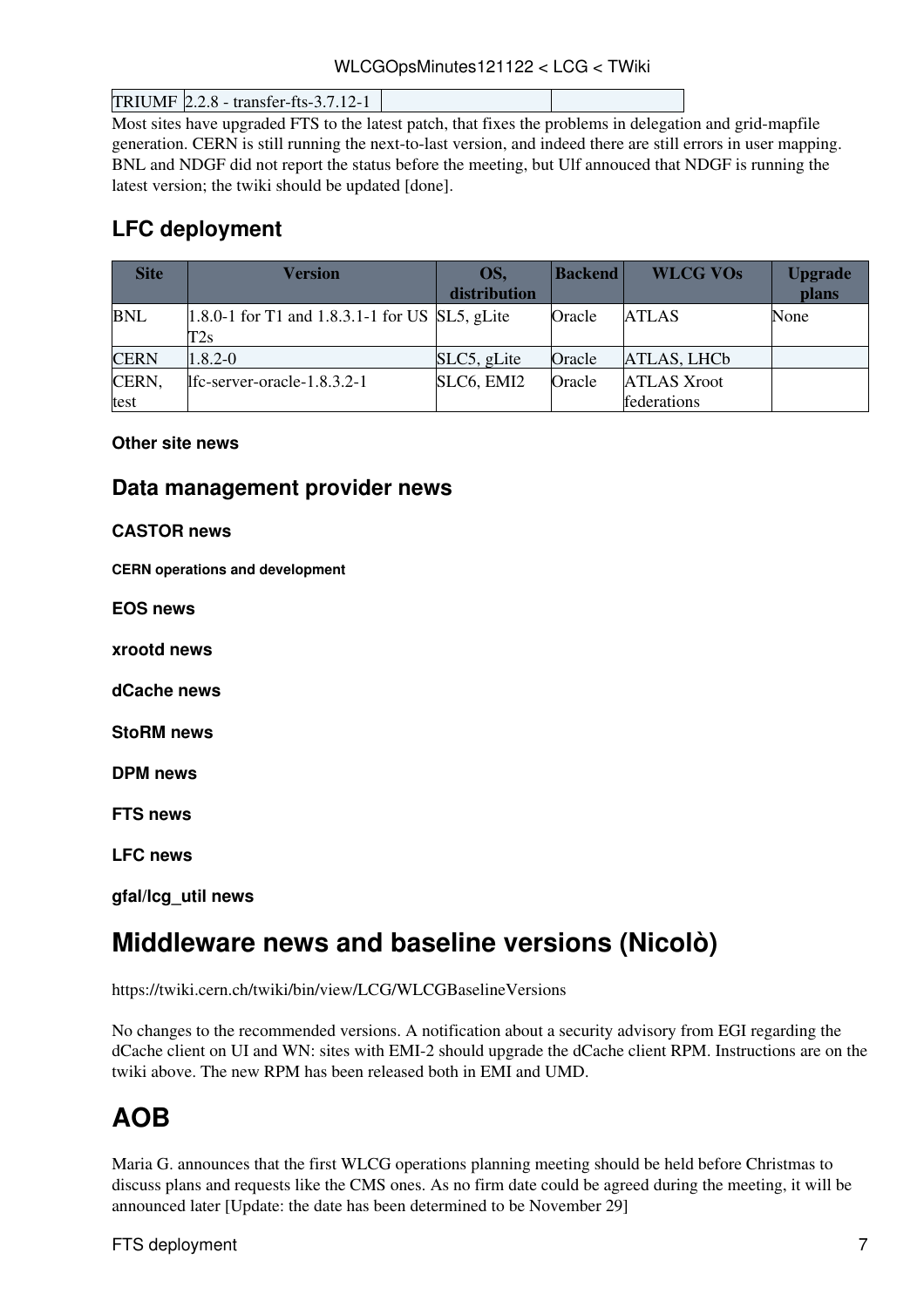| TRIUMF | 2.2.8 - transfer-fts-3.7.12-1 | | |
|---|---|---|---|

Most sites have upgraded FTS to the latest patch, that fixes the problems in delegation and grid-mapfile generation. CERN is still running the next-to-last version, and indeed there are still errors in user mapping. BNL and NDGF did not report the status before the meeting, but Ulf annouced that NDGF is running the latest version; the twiki should be updated [done].

## LFC deployment

| Site | Version | OS, distribution | Backend | WLCG VOs | Upgrade plans |
|---|---|---|---|---|---|
| BNL | 1.8.0-1 for T1 and 1.8.3.1-1 for US T2s | SL5, gLite | Oracle | ATLAS | None |
| CERN | 1.8.2-0 | SLC5, gLite | Oracle | ATLAS, LHCb | |
| CERN, test | lfc-server-oracle-1.8.3.2-1 | SLC6, EMI2 | Oracle | ATLAS Xroot federations | |

#### Other site news

## Data management provider news

#### CASTOR news

##### CERN operations and development

#### EOS news

#### xrootd news

#### dCache news

#### StoRM news

#### DPM news

#### FTS news

#### LFC news

#### gfal/lcg_util news

# Middleware news and baseline versions (Nicolò)

https://twiki.cern.ch/twiki/bin/view/LCG/WLCGBaselineVersions

No changes to the recommended versions. A notification about a security advisory from EGI regarding the dCache client on UI and WN: sites with EMI-2 should upgrade the dCache client RPM. Instructions are on the twiki above. The new RPM has been released both in EMI and UMD.

# AOB

Maria G. announces that the first WLCG operations planning meeting should be held before Christmas to discuss plans and requests like the CMS ones. As no firm date could be agreed during the meeting, it will be announced later [Update: the date has been determined to be November 29]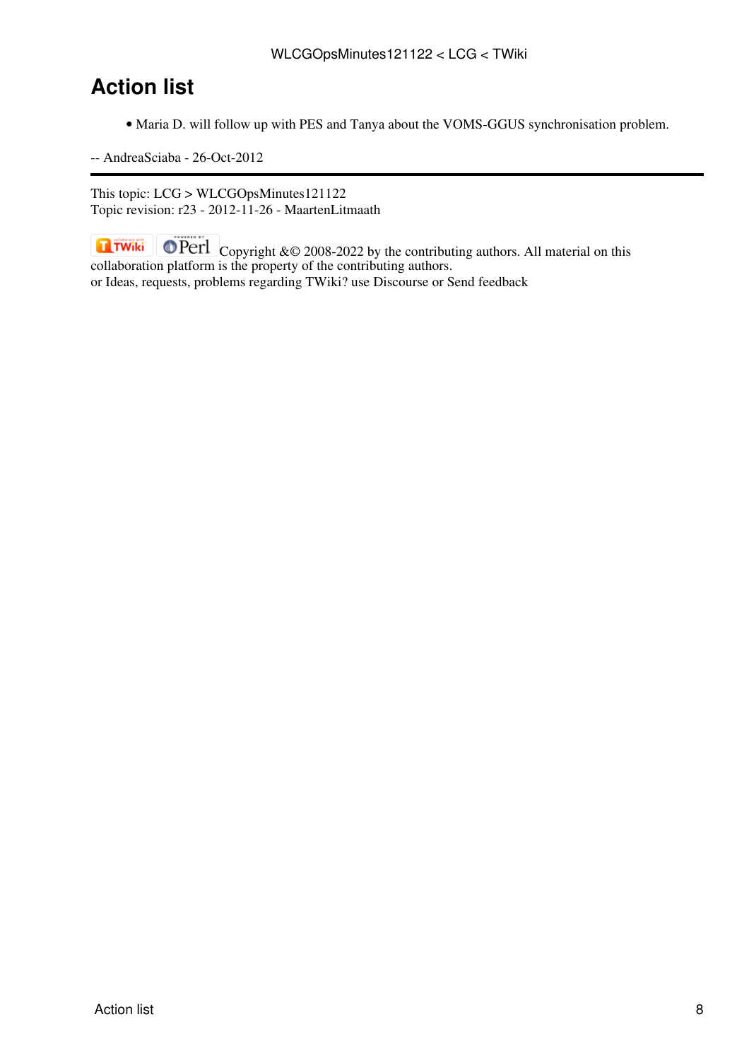# Action list

- Maria D. will follow up with PES and Tanya about the VOMS-GGUS synchronisation problem.

-- AndreaSciaba - 26-Oct-2012

---

This topic: LCG > WLCGOpsMinutes121122
Topic revision: r23 - 2012-11-26 - MaartenLitmaath

Copyright &© 2008-2022 by the contributing authors. All material on this collaboration platform is the property of the contributing authors.
or Ideas, requests, problems regarding TWiki? use Discourse or Send feedback